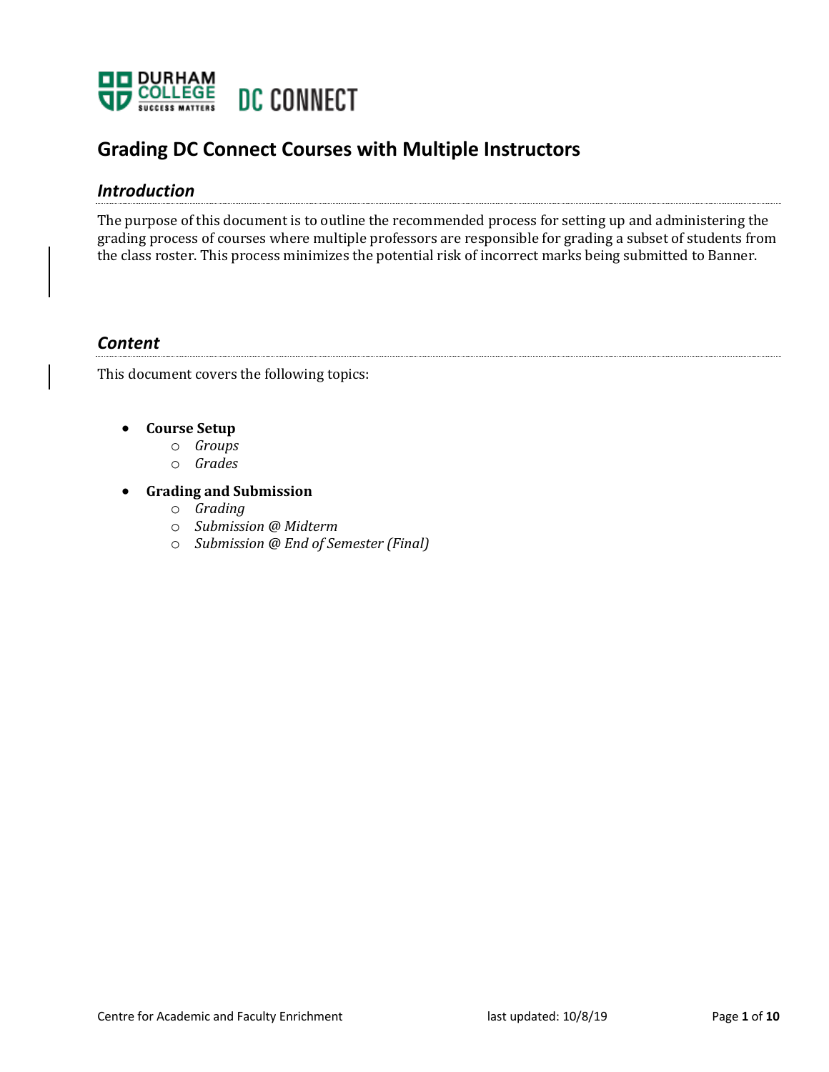# Grading DC Connect Courses with Multiple Instructors

## *Introduction*

The purpose of this document is to outline the recommended process for setting up and administering the grading process of courses where multiple professors are responsible for grading a subset of students from the class roster. This process minimizes the potential risk of incorrect marks being submitted to Banner.

## *Content*

This document covers the following topics:

- **Course Setup**
    - *Groups*
    - *Grades*
- **Grading and Submission**
    - *Grading*
    - *Submission @ Midterm*
    - *Submission @ End of Semester (Final)*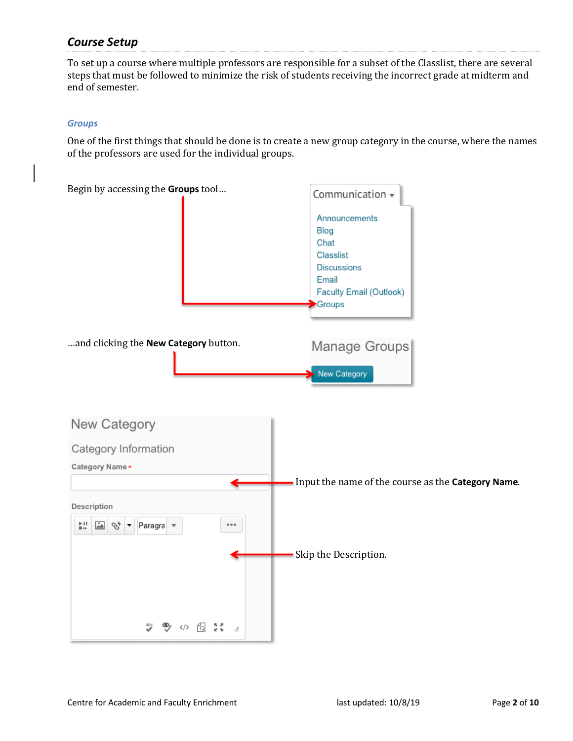## *Course Setup*

To set up a course where multiple professors are responsible for a subset of the Classlist, there are several steps that must be followed to minimize the risk of students receiving the incorrect grade at midterm and end of semester.

### *Groups*

One of the first things that should be done is to create a new group category in the course, where the names of the professors are used for the individual groups.

Begin by accessing the **Groups** tool…

…and clicking the **New Category** button.

Input the name of the course as the **Category Name**.

Skip the Description.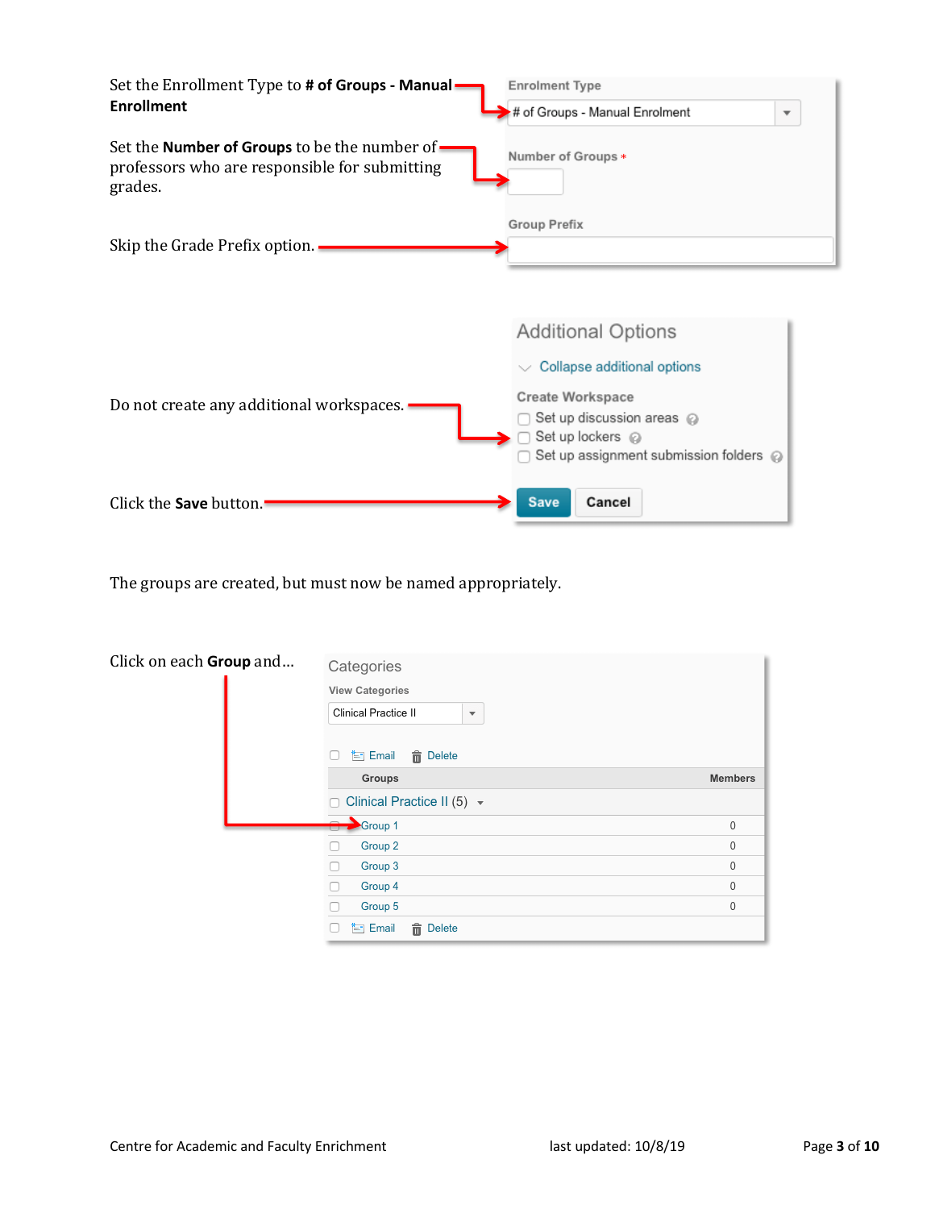Set the Enrollment Type to **# of Groups - Manual Enrollment**

Enrolment Type

# of Groups - Manual Enrolment

Set the **Number of Groups** to be the number of professors who are responsible for submitting grades.

Number of Groups *

Skip the Grade Prefix option.

Group Prefix

Additional Options

Collapse additional options

Create Workspace

Do not create any additional workspaces.

- Set up discussion areas
- Set up lockers
- Set up assignment submission folders

Click the **Save** button.

Save | Cancel

The groups are created, but must now be named appropriately.

Click on each **Group** and…

Categories

View Categories

Clinical Practice II

Email | Delete

| Groups | Members |
|---|---|
| Clinical Practice II (5) | |
| Group 1 | 0 |
| Group 2 | 0 |
| Group 3 | 0 |
| Group 4 | 0 |
| Group 5 | 0 |

Email | Delete

Centre for Academic and Faculty Enrichment last updated: 10/8/19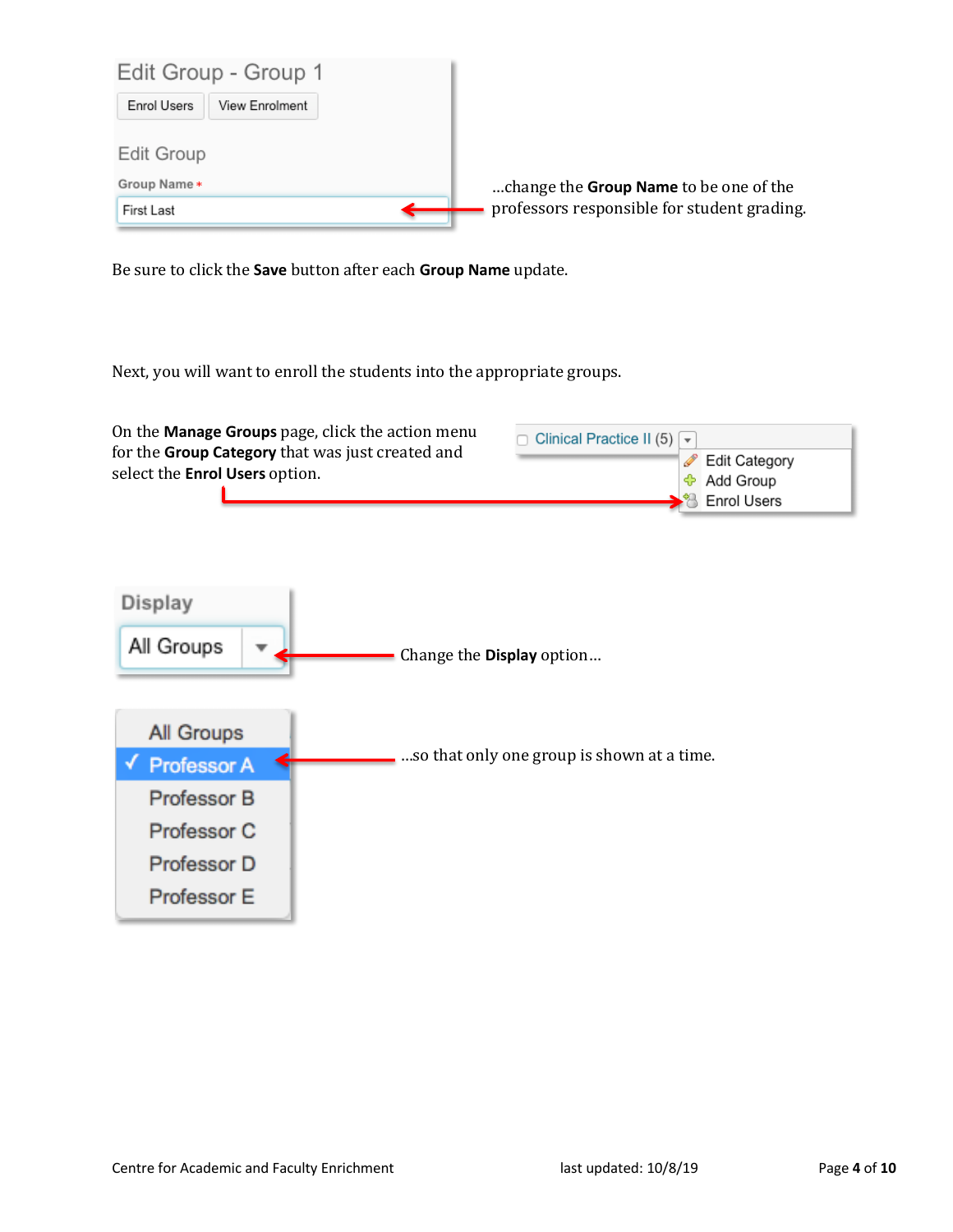...change the **Group Name** to be one of the professors responsible for student grading.

Be sure to click the **Save** button after each **Group Name** update.

Next, you will want to enroll the students into the appropriate groups.

On the **Manage Groups** page, click the action menu for the **Group Category** that was just created and select the **Enrol Users** option.

Change the **Display** option...

...so that only one group is shown at a time.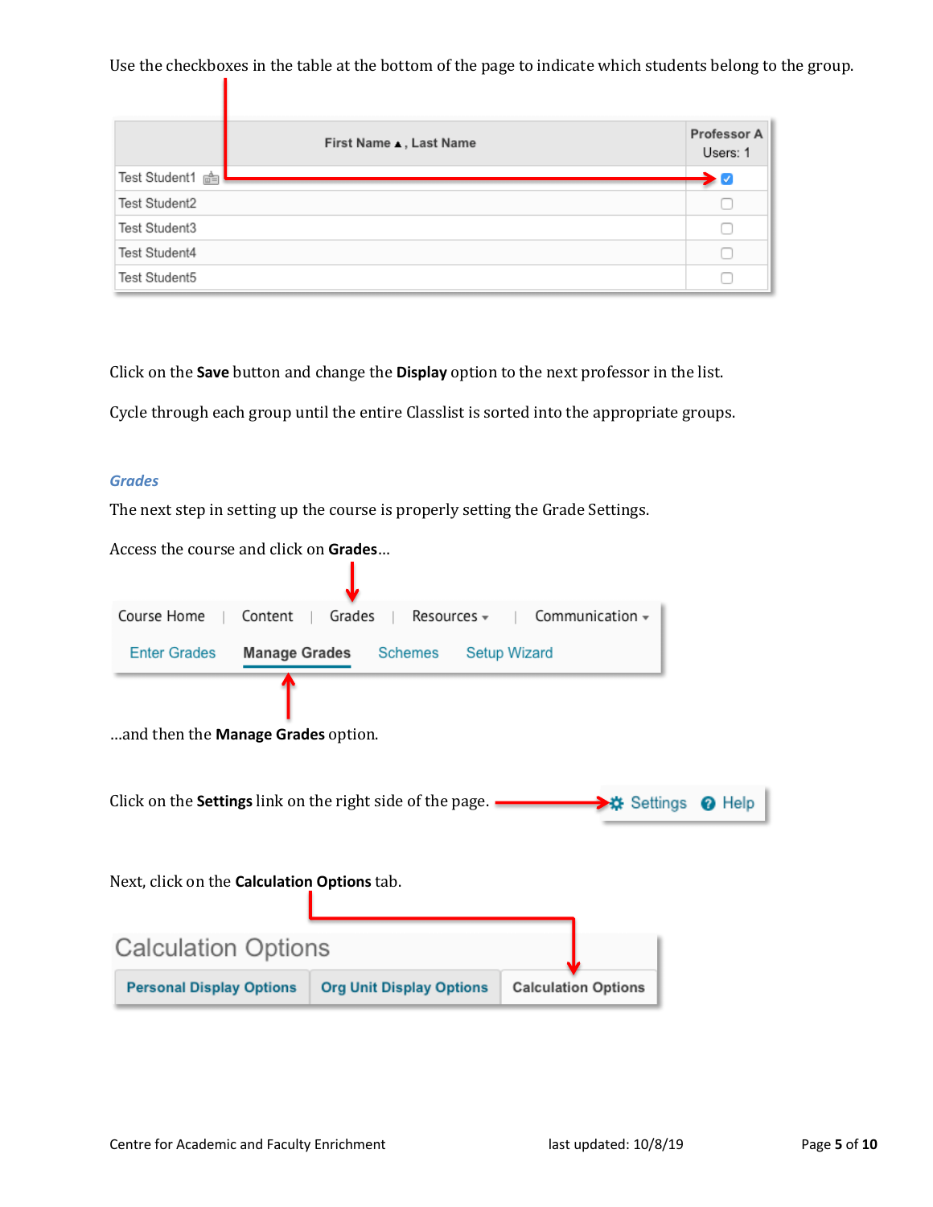Use the checkboxes in the table at the bottom of the page to indicate which students belong to the group.

| First Name ▲, Last Name | Professor A Users: 1 |
| --- | --- |
| Test Student1 | ☑ |
| Test Student2 | ☐ |
| Test Student3 | ☐ |
| Test Student4 | ☐ |
| Test Student5 | ☐ |

Click on the **Save** button and change the **Display** option to the next professor in the list.

Cycle through each group until the entire Classlist is sorted into the appropriate groups.

### *Grades*

The next step in setting up the course is properly setting the Grade Settings.

Access the course and click on **Grades**…

Course Home | Content | Grades | Resources | Communication

Enter Grades   Manage Grades   Schemes   Setup Wizard

…and then the **Manage Grades** option.

Click on the **Settings** link on the right side of the page.

Settings   Help

Next, click on the **Calculation Options** tab.

Calculation Options

Personal Display Options | Org Unit Display Options | Calculation Options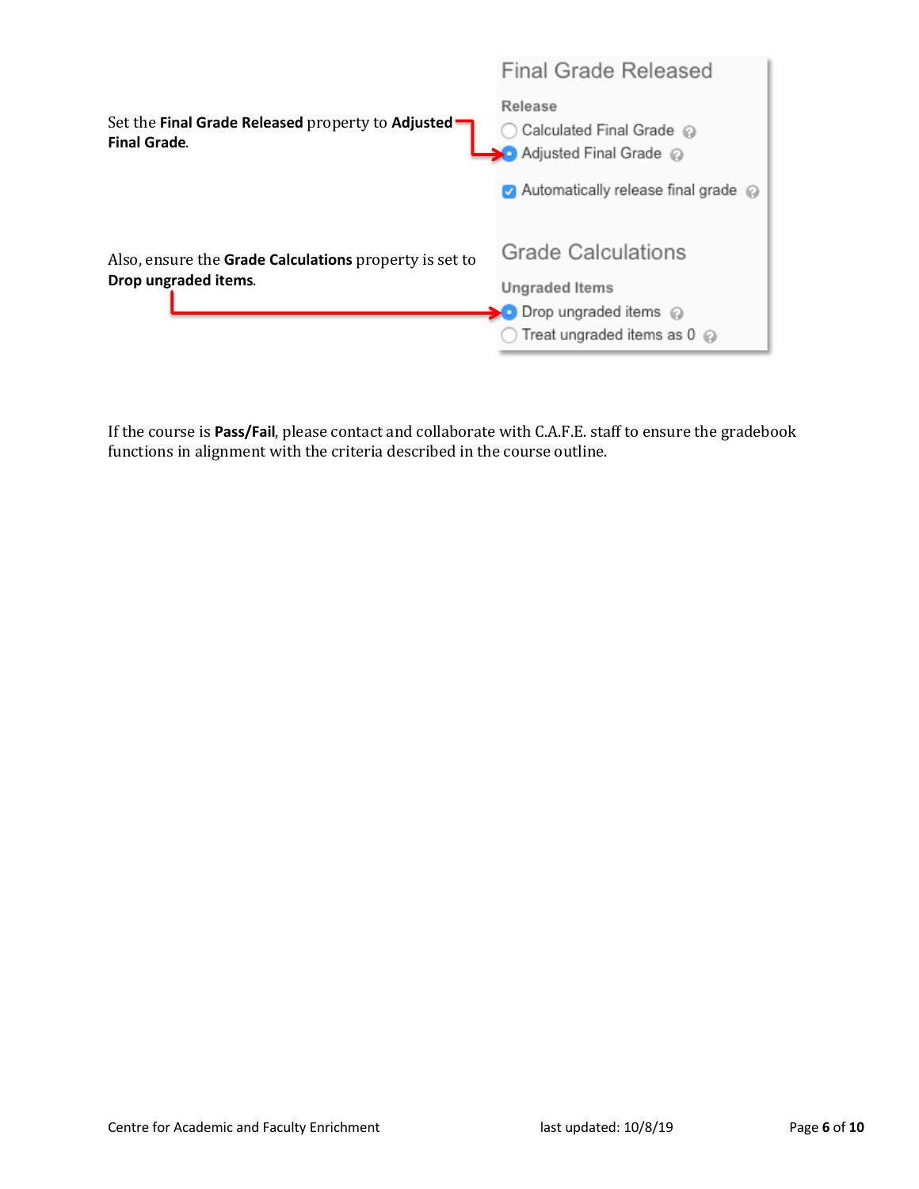Set the **Final Grade Released** property to **Adjusted Final Grade**.

Final Grade Released

Release

- Calculated Final Grade
- Adjusted Final Grade

Automatically release final grade

Also, ensure the **Grade Calculations** property is set to **Drop ungraded items**.

Grade Calculations

Ungraded Items

- Drop ungraded items
- Treat ungraded items as 0

If the course is **Pass/Fail**, please contact and collaborate with C.A.F.E. staff to ensure the gradebook functions in alignment with the criteria described in the course outline.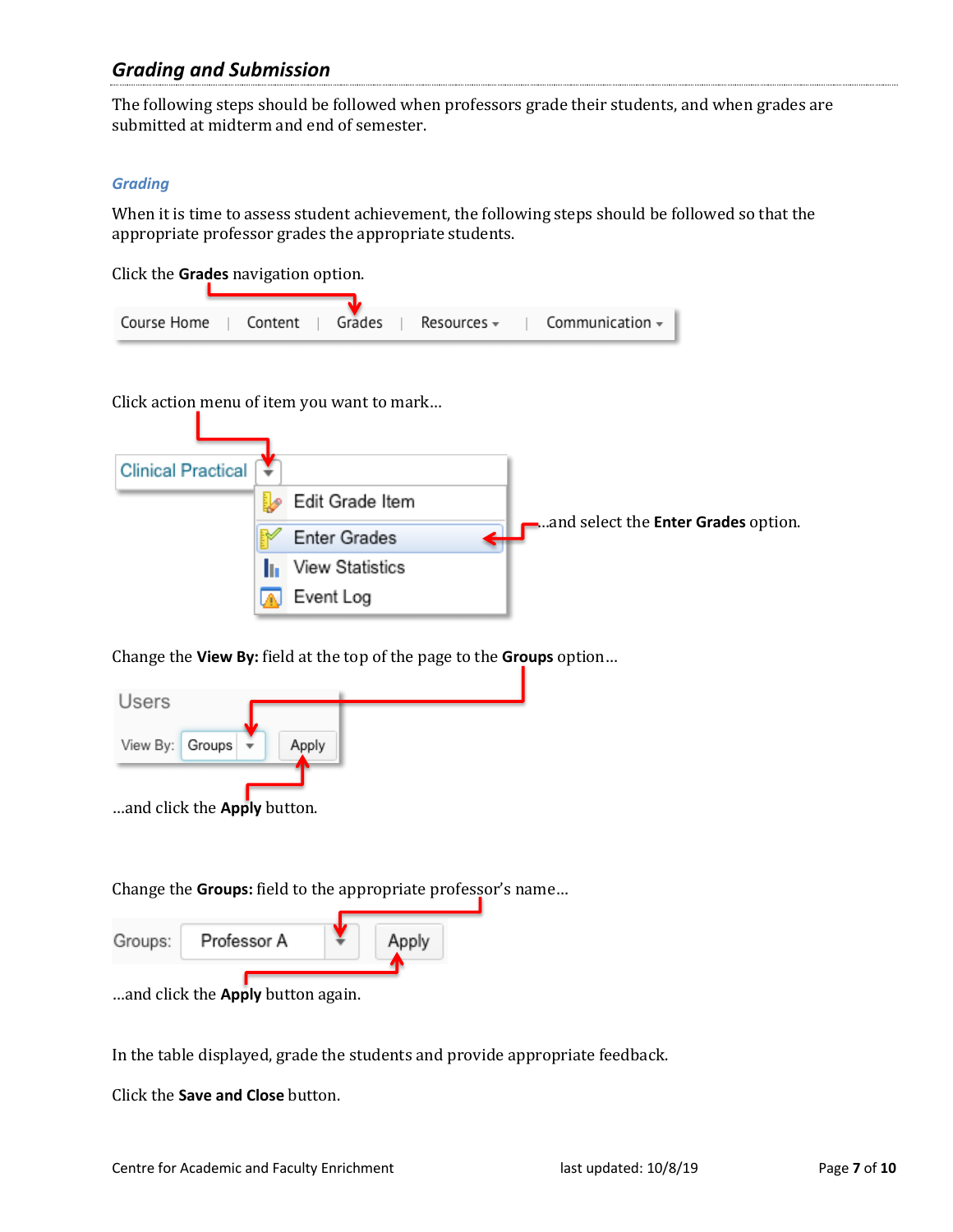## *Grading and Submission*

The following steps should be followed when professors grade their students, and when grades are submitted at midterm and end of semester.

### *Grading*

When it is time to assess student achievement, the following steps should be followed so that the appropriate professor grades the appropriate students.

Click the **Grades** navigation option.

Click action menu of item you want to mark…

…and select the **Enter Grades** option.

Change the **View By:** field at the top of the page to the **Groups** option…

…and click the **Apply** button.

Change the **Groups:** field to the appropriate professor's name…

…and click the **Apply** button again.

In the table displayed, grade the students and provide appropriate feedback.

Click the **Save and Close** button.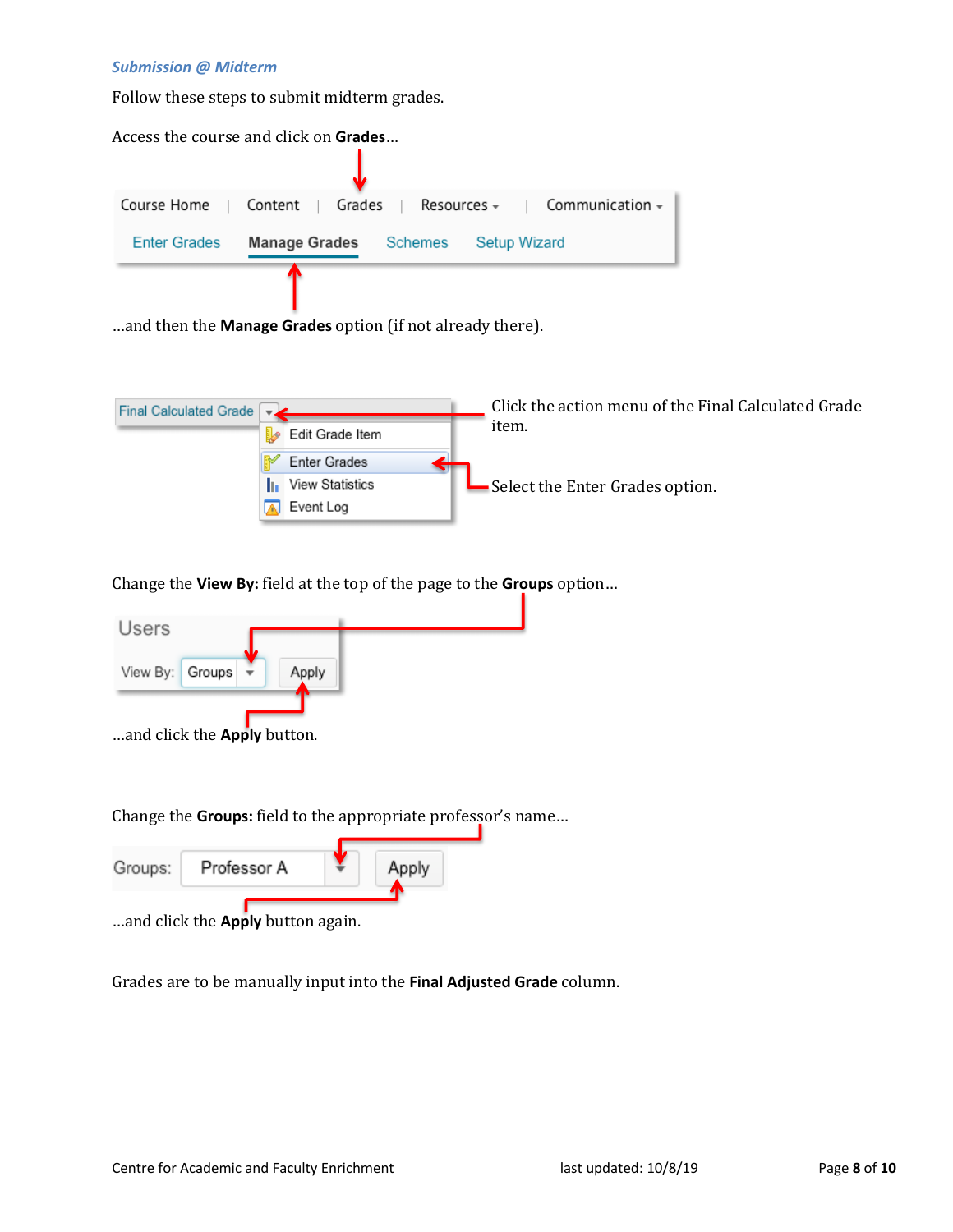### *Submission @ Midterm*

Follow these steps to submit midterm grades.

Access the course and click on **Grades**…

…and then the **Manage Grades** option (if not already there).

Click the action menu of the Final Calculated Grade item.

Select the Enter Grades option.

Change the **View By:** field at the top of the page to the **Groups** option…

…and click the **Apply** button.

Change the **Groups:** field to the appropriate professor's name…

…and click the **Apply** button again.

Grades are to be manually input into the **Final Adjusted Grade** column.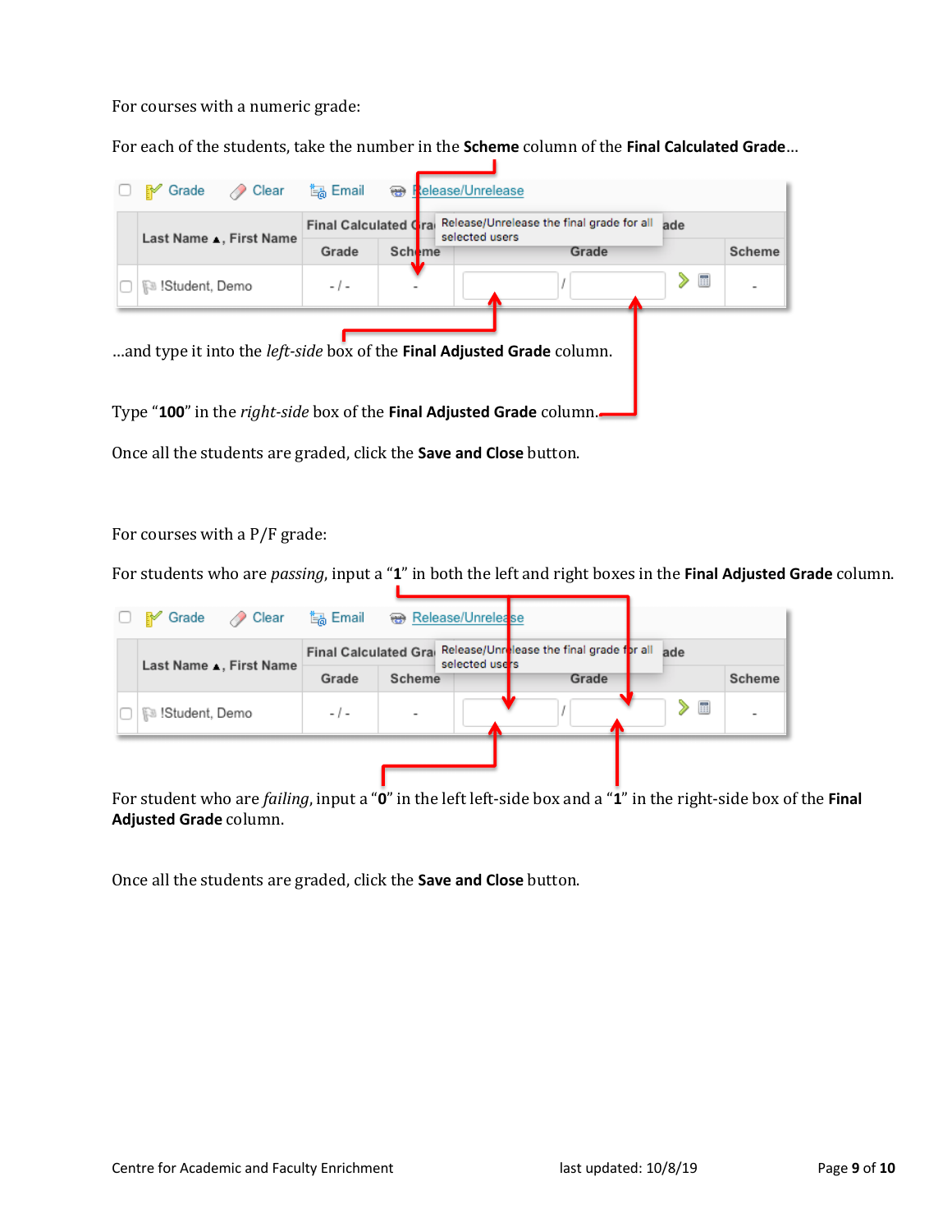For courses with a numeric grade:

For each of the students, take the number in the **Scheme** column of the **Final Calculated Grade**…

…and type it into the *left-side* box of the **Final Adjusted Grade** column.

Type "**100**" in the *right-side* box of the **Final Adjusted Grade** column.

Once all the students are graded, click the **Save and Close** button.

For courses with a P/F grade:

For students who are *passing*, input a "**1**" in both the left and right boxes in the **Final Adjusted Grade** column.

For student who are *failing*, input a "**0**" in the left left-side box and a "**1**" in the right-side box of the **Final Adjusted Grade** column.

Once all the students are graded, click the **Save and Close** button.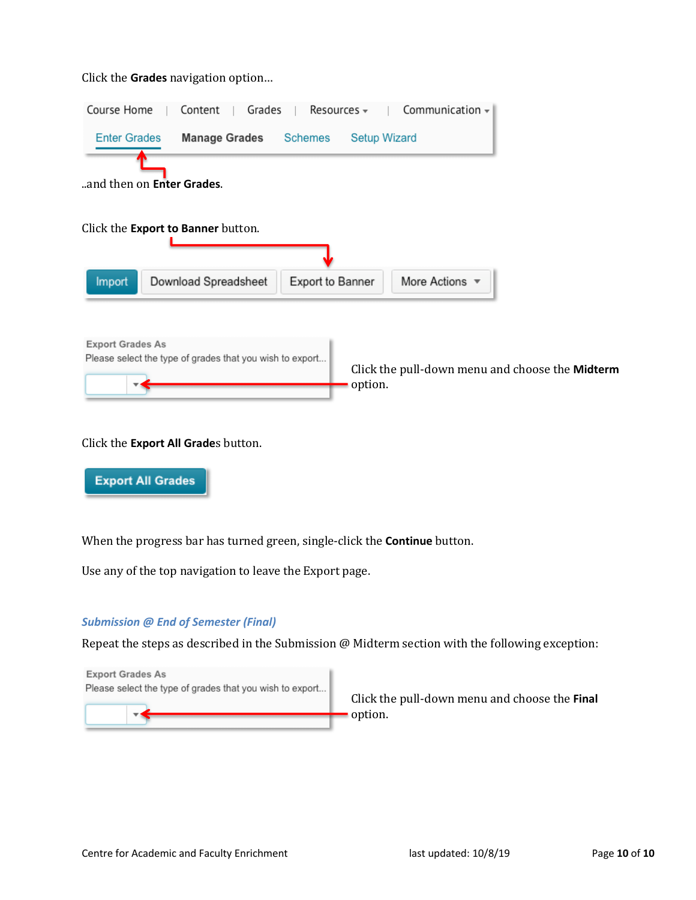Click the **Grades** navigation option…

Course Home | Content | Grades | Resources | Communication

Enter Grades Manage Grades Schemes Setup Wizard

..and then on **Enter Grades**.

Click the **Export to Banner** button.

Import Download Spreadsheet Export to Banner More Actions

Export Grades As
Please select the type of grades that you wish to export...

Click the pull-down menu and choose the **Midterm** option.

Click the **Export All Grade**s button.

Export All Grades

When the progress bar has turned green, single-click the **Continue** button.

Use any of the top navigation to leave the Export page.

### *Submission @ End of Semester (Final)*

Repeat the steps as described in the Submission @ Midterm section with the following exception:

Export Grades As
Please select the type of grades that you wish to export...

Click the pull-down menu and choose the **Final** option.